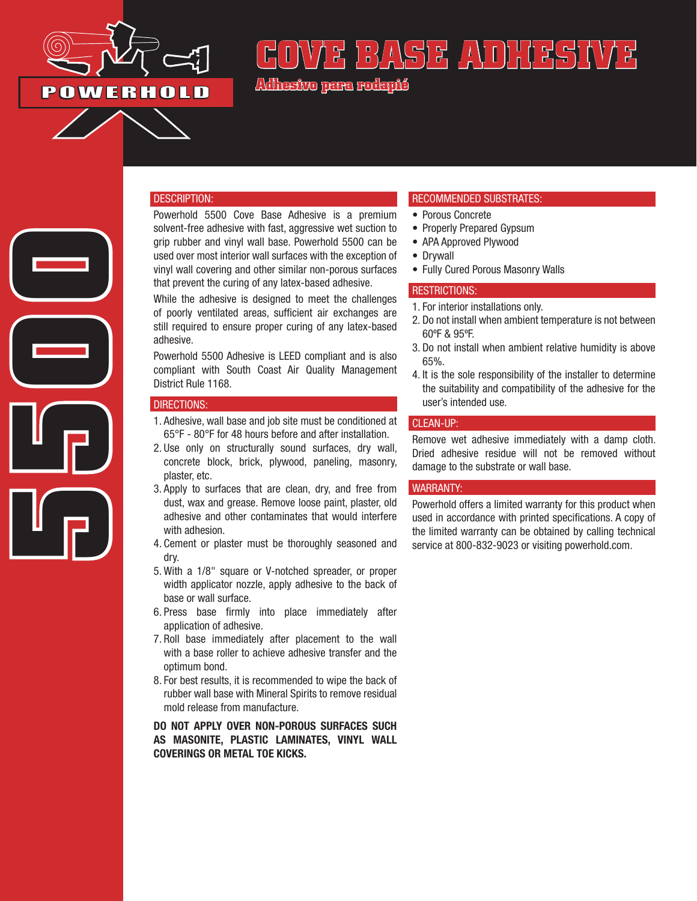POWERHOLD

# COVE BASE ADHESIVE

**Adhesivo para rodapié**

5500

## DESCRIPTION:

Powerhold 5500 Cove Base Adhesive is a premium solvent-free adhesive with fast, aggressive wet suction to grip rubber and vinyl wall base. Powerhold 5500 can be used over most interior wall surfaces with the exception of vinyl wall covering and other similar non-porous surfaces that prevent the curing of any latex-based adhesive.

While the adhesive is designed to meet the challenges of poorly ventilated areas, sufficient air exchanges are still required to ensure proper curing of any latex-based adhesive.

Powerhold 5500 Adhesive is LEED compliant and is also compliant with South Coast Air Quality Management District Rule 1168.

## DIRECTIONS:

1. Adhesive, wall base and job site must be conditioned at 65°F - 80°F for 48 hours before and after installation.
2. Use only on structurally sound surfaces, dry wall, concrete block, brick, plywood, paneling, masonry, plaster, etc.
3. Apply to surfaces that are clean, dry, and free from dust, wax and grease. Remove loose paint, plaster, old adhesive and other contaminates that would interfere with adhesion.
4. Cement or plaster must be thoroughly seasoned and dry.
5. With a 1/8" square or V-notched spreader, or proper width applicator nozzle, apply adhesive to the back of base or wall surface.
6. Press base firmly into place immediately after application of adhesive.
7. Roll base immediately after placement to the wall with a base roller to achieve adhesive transfer and the optimum bond.
8. For best results, it is recommended to wipe the back of rubber wall base with Mineral Spirits to remove residual mold release from manufacture.

**DO NOT APPLY OVER NON-POROUS SURFACES SUCH AS MASONITE, PLASTIC LAMINATES, VINYL WALL COVERINGS OR METAL TOE KICKS.**

## RECOMMENDED SUBSTRATES:

- Porous Concrete
- Properly Prepared Gypsum
- APA Approved Plywood
- Drywall
- Fully Cured Porous Masonry Walls

## RESTRICTIONS:

1. For interior installations only.
2. Do not install when ambient temperature is not between 60ºF & 95ºF.
3. Do not install when ambient relative humidity is above 65%.
4. It is the sole responsibility of the installer to determine the suitability and compatibility of the adhesive for the user's intended use.

## CLEAN-UP:

Remove wet adhesive immediately with a damp cloth. Dried adhesive residue will not be removed without damage to the substrate or wall base.

## WARRANTY:

Powerhold offers a limited warranty for this product when used in accordance with printed specifications. A copy of the limited warranty can be obtained by calling technical service at 800-832-9023 or visiting powerhold.com.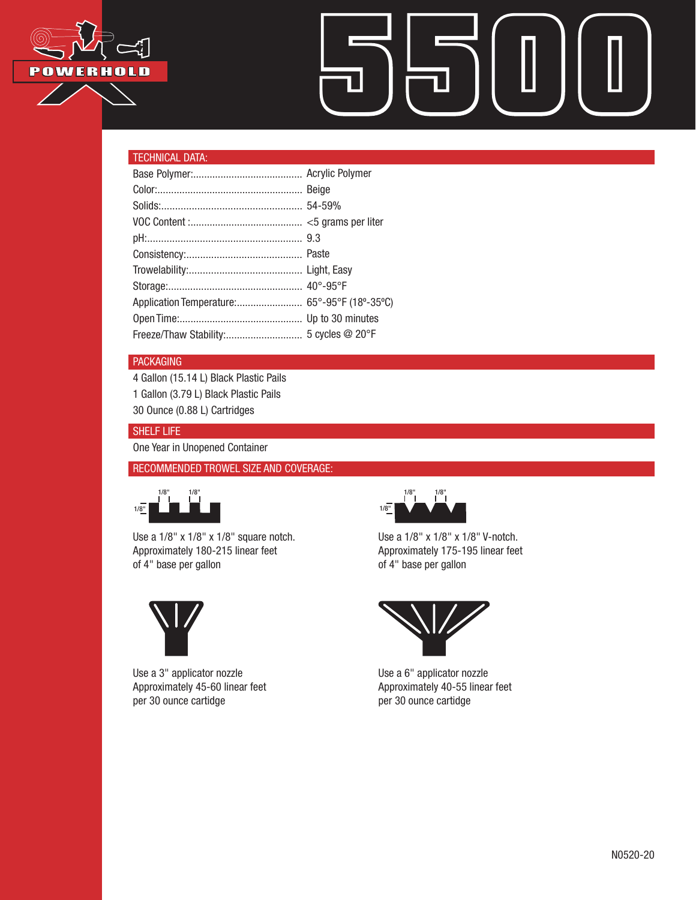# POWERHOLD 5500

## TECHNICAL DATA:

| | |
|---|---|
| Base Polymer: | Acrylic Polymer |
| Color: | Beige |
| Solids: | 54-59% |
| VOC Content : | <5 grams per liter |
| pH: | 9.3 |
| Consistency: | Paste |
| Trowelability: | Light, Easy |
| Storage: | 40°-95°F |
| Application Temperature: | 65°-95°F (18º-35ºC) |
| Open Time: | Up to 30 minutes |
| Freeze/Thaw Stability: | 5 cycles @ 20°F |

## PACKAGING

4 Gallon (15.14 L) Black Plastic Pails

1 Gallon (3.79 L) Black Plastic Pails

30 Ounce (0.88 L) Cartridges

## SHELF LIFE

One Year in Unopened Container

## RECOMMENDED TROWEL SIZE AND COVERAGE:

1/8" 1/8" 1/8"

Use a 1/8" x 1/8" x 1/8" square notch.
Approximately 180-215 linear feet
of 4" base per gallon

1/8" 1/8" 1/8"

Use a 1/8" x 1/8" x 1/8" V-notch.
Approximately 175-195 linear feet
of 4" base per gallon

Use a 3" applicator nozzle
Approximately 45-60 linear feet
per 30 ounce cartidge

Use a 6" applicator nozzle
Approximately 40-55 linear feet
per 30 ounce cartidge

N0520-20